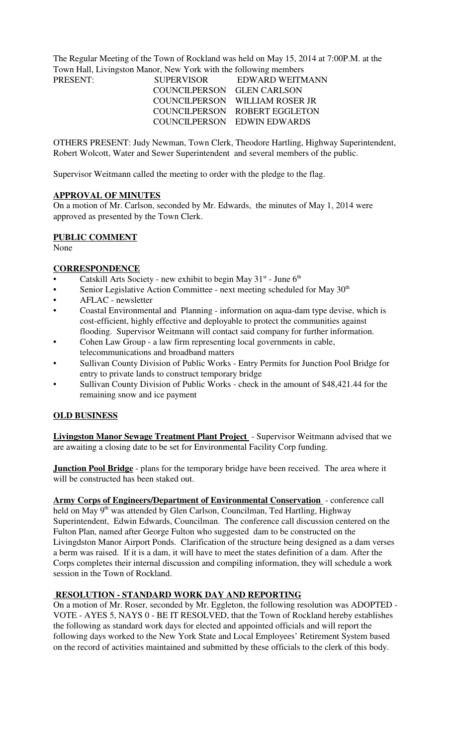The Regular Meeting of the Town of Rockland was held on May 15, 2014 at 7:00P.M. at the Town Hall, Livingston Manor, New York with the following members

| PRESENT: | SUPERVISOR | EDWARD WEITMANN |
|---|---|---|
| | COUNCILPERSON | GLEN CARLSON |
| | COUNCILPERSON | WILLIAM ROSER JR |
| | COUNCILPERSON | ROBERT EGGLETON |
| | COUNCILPERSON | EDWIN EDWARDS |

OTHERS PRESENT: Judy Newman, Town Clerk, Theodore Hartling, Highway Superintendent, Robert Wolcott, Water and Sewer Superintendent and several members of the public.

Supervisor Weitmann called the meeting to order with the pledge to the flag.

## APPROVAL OF MINUTES

On a motion of Mr. Carlson, seconded by Mr. Edwards, the minutes of May 1, 2014 were approved as presented by the Town Clerk.

## PUBLIC COMMENT

None

## CORRESPONDENCE

- Catskill Arts Society - new exhibit to begin May 31st - June 6th
- Senior Legislative Action Committee - next meeting scheduled for May 30th
- AFLAC - newsletter
- Coastal Environmental and Planning - information on aqua-dam type devise, which is cost-efficient, highly effective and deployable to protect the communities against flooding. Supervisor Weitmann will contact said company for further information.
- Cohen Law Group - a law firm representing local governments in cable, telecommunications and broadband matters
- Sullivan County Division of Public Works - Entry Permits for Junction Pool Bridge for entry to private lands to construct temporary bridge
- Sullivan County Division of Public Works - check in the amount of $48,421.44 for the remaining snow and ice payment

## OLD BUSINESS

**Livingston Manor Sewage Treatment Plant Project** - Supervisor Weitmann advised that we are awaiting a closing date to be set for Environmental Facility Corp funding.

**Junction Pool Bridge** - plans for the temporary bridge have been received. The area where it will be constructed has been staked out.

**Army Corps of Engineers/Department of Environmental Conservation** - conference call held on May 9th was attended by Glen Carlson, Councilman, Ted Hartling, Highway Superintendent, Edwin Edwards, Councilman. The conference call discussion centered on the Fulton Plan, named after George Fulton who suggested dam to be constructed on the Livingdston Manor Airport Ponds. Clarification of the structure being designed as a dam verses a berm was raised. If it is a dam, it will have to meet the states definition of a dam. After the Corps completes their internal discussion and compiling information, they will schedule a work session in the Town of Rockland.

## RESOLUTION - STANDARD WORK DAY AND REPORTING

On a motion of Mr. Roser, seconded by Mr. Eggleton, the following resolution was ADOPTED - VOTE - AYES 5, NAYS 0 - BE IT RESOLVED, that the Town of Rockland hereby establishes the following as standard work days for elected and appointed officials and will report the following days worked to the New York State and Local Employees' Retirement System based on the record of activities maintained and submitted by these officials to the clerk of this body.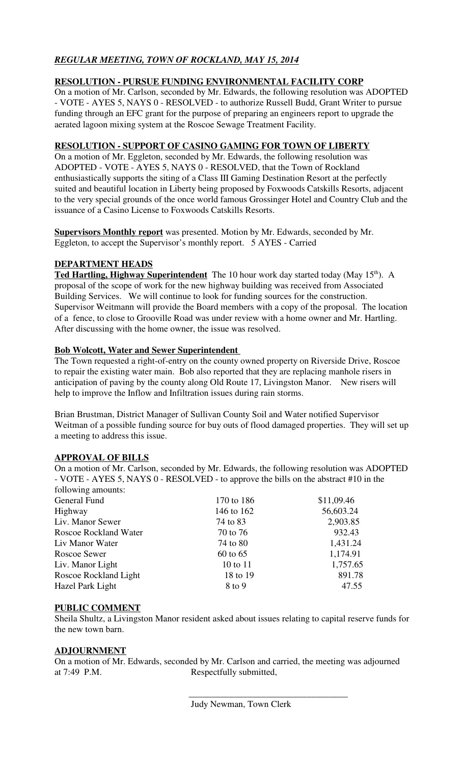## *REGULAR MEETING, TOWN OF ROCKLAND, MAY 15, 2014*

### RESOLUTION - PURSUE FUNDING ENVIRONMENTAL FACILITY CORP

On a motion of Mr. Carlson, seconded by Mr. Edwards, the following resolution was ADOPTED - VOTE - AYES 5, NAYS 0 - RESOLVED - to authorize Russell Budd, Grant Writer to pursue funding through an EFC grant for the purpose of preparing an engineers report to upgrade the aerated lagoon mixing system at the Roscoe Sewage Treatment Facility.

### RESOLUTION - SUPPORT OF CASINO GAMING FOR TOWN OF LIBERTY

On a motion of Mr. Eggleton, seconded by Mr. Edwards, the following resolution was ADOPTED - VOTE - AYES 5, NAYS 0 - RESOLVED, that the Town of Rockland enthusiastically supports the siting of a Class III Gaming Destination Resort at the perfectly suited and beautiful location in Liberty being proposed by Foxwoods Catskills Resorts, adjacent to the very special grounds of the once world famous Grossinger Hotel and Country Club and the issuance of a Casino License to Foxwoods Catskills Resorts.

**Supervisors Monthly report** was presented. Motion by Mr. Edwards, seconded by Mr. Eggleton, to accept the Supervisor's monthly report. 5 AYES - Carried

### DEPARTMENT HEADS

**Ted Hartling, Highway Superintendent** The 10 hour work day started today (May 15th). A proposal of the scope of work for the new highway building was received from Associated Building Services. We will continue to look for funding sources for the construction. Supervisor Weitmann will provide the Board members with a copy of the proposal. The location of a fence, to close to Grooville Road was under review with a home owner and Mr. Hartling. After discussing with the home owner, the issue was resolved.

**Bob Wolcott, Water and Sewer Superintendent**

The Town requested a right-of-entry on the county owned property on Riverside Drive, Roscoe to repair the existing water main. Bob also reported that they are replacing manhole risers in anticipation of paving by the county along Old Route 17, Livingston Manor. New risers will help to improve the Inflow and Infiltration issues during rain storms.

Brian Brustman, District Manager of Sullivan County Soil and Water notified Supervisor Weitman of a possible funding source for buy outs of flood damaged properties. They will set up a meeting to address this issue.

### APPROVAL OF BILLS

On a motion of Mr. Carlson, seconded by Mr. Edwards, the following resolution was ADOPTED - VOTE - AYES 5, NAYS 0 - RESOLVED - to approve the bills on the abstract #10 in the following amounts:

| | | |
|---|---|---|
| General Fund | 170 to 186 | $11,09.46 |
| Highway | 146 to 162 | 56,603.24 |
| Liv. Manor Sewer | 74 to 83 | 2,903.85 |
| Roscoe Rockland Water | 70 to 76 | 932.43 |
| Liv Manor Water | 74 to 80 | 1,431.24 |
| Roscoe Sewer | 60 to 65 | 1,174.91 |
| Liv. Manor Light | 10 to 11 | 1,757.65 |
| Roscoe Rockland Light | 18 to 19 | 891.78 |
| Hazel Park Light | 8 to 9 | 47.55 |

### PUBLIC COMMENT

Sheila Shultz, a Livingston Manor resident asked about issues relating to capital reserve funds for the new town barn.

### ADJOURNMENT

On a motion of Mr. Edwards, seconded by Mr. Carlson and carried, the meeting was adjourned at 7:49 P.M. Respectfully submitted,

\_\_\_\_\_\_\_\_\_\_\_\_\_\_\_\_\_\_\_\_\_\_\_\_\_\_\_\_\_\_\_\_\_\_\_

Judy Newman, Town Clerk